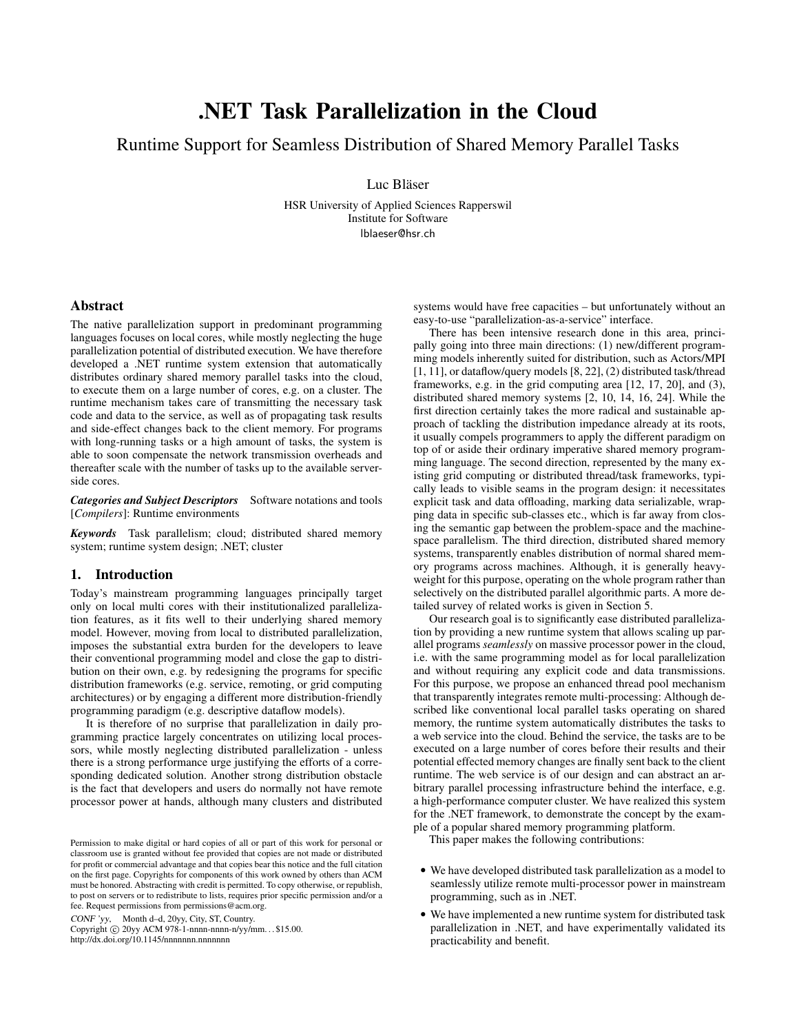# .NET Task Parallelization in the Cloud

## Runtime Support for Seamless Distribution of Shared Memory Parallel Tasks

Luc Bläser

HSR University of Applied Sciences Rapperswil
Institute for Software
lblaeser@hsr.ch

## Abstract

The native parallelization support in predominant programming languages focuses on local cores, while mostly neglecting the huge parallelization potential of distributed execution. We have therefore developed a .NET runtime system extension that automatically distributes ordinary shared memory parallel tasks into the cloud, to execute them on a large number of cores, e.g. on a cluster. The runtime mechanism takes care of transmitting the necessary task code and data to the service, as well as of propagating task results and side-effect changes back to the client memory. For programs with long-running tasks or a high amount of tasks, the system is able to soon compensate the network transmission overheads and thereafter scale with the number of tasks up to the available server-side cores.

***Categories and Subject Descriptors*** Software notations and tools [*Compilers*]: Runtime environments

***Keywords*** Task parallelism; cloud; distributed shared memory system; runtime system design; .NET; cluster

## 1. Introduction

Today's mainstream programming languages principally target only on local multi cores with their institutionalized parallelization features, as it fits well to their underlying shared memory model. However, moving from local to distributed parallelization, imposes the substantial extra burden for the developers to leave their conventional programming model and close the gap to distribution on their own, e.g. by redesigning the programs for specific distribution frameworks (e.g. service, remoting, or grid computing architectures) or by engaging a different more distribution-friendly programming paradigm (e.g. descriptive dataflow models).

It is therefore of no surprise that parallelization in daily programming practice largely concentrates on utilizing local processors, while mostly neglecting distributed parallelization - unless there is a strong performance urge justifying the efforts of a corresponding dedicated solution. Another strong distribution obstacle is the fact that developers and users do normally not have remote processor power at hands, although many clusters and distributed systems would have free capacities – but unfortunately without an easy-to-use "parallelization-as-a-service" interface.

There has been intensive research done in this area, principally going into three main directions: (1) new/different programming models inherently suited for distribution, such as Actors/MPI [1, 11], or dataflow/query models [8, 22], (2) distributed task/thread frameworks, e.g. in the grid computing area [12, 17, 20], and (3), distributed shared memory systems [2, 10, 14, 16, 24]. While the first direction certainly takes the more radical and sustainable approach of tackling the distribution impedance already at its roots, it usually compels programmers to apply the different paradigm on top of or aside their ordinary imperative shared memory programming language. The second direction, represented by the many existing grid computing or distributed thread/task frameworks, typically leads to visible seams in the program design: it necessitates explicit task and data offloading, marking data serializable, wrapping data in specific sub-classes etc., which is far away from closing the semantic gap between the problem-space and the machine-space parallelism. The third direction, distributed shared memory systems, transparently enables distribution of normal shared memory programs across machines. Although, it is generally heavyweight for this purpose, operating on the whole program rather than selectively on the distributed parallel algorithmic parts. A more detailed survey of related works is given in Section 5.

Our research goal is to significantly ease distributed parallelization by providing a new runtime system that allows scaling up parallel programs *seamlessly* on massive processor power in the cloud, i.e. with the same programming model as for local parallelization and without requiring any explicit code and data transmissions. For this purpose, we propose an enhanced thread pool mechanism that transparently integrates remote multi-processing: Although described like conventional local parallel tasks operating on shared memory, the runtime system automatically distributes the tasks to a web service into the cloud. Behind the service, the tasks are to be executed on a large number of cores before their results and their potential effected memory changes are finally sent back to the client runtime. The web service is of our design and can abstract an arbitrary parallel processing infrastructure behind the interface, e.g. a high-performance computer cluster. We have realized this system for the .NET framework, to demonstrate the concept by the example of a popular shared memory programming platform.

This paper makes the following contributions:

- We have developed distributed task parallelization as a model to seamlessly utilize remote multi-processor power in mainstream programming, such as in .NET.
- We have implemented a new runtime system for distributed task parallelization in .NET, and have experimentally validated its practicability and benefit.

Permission to make digital or hard copies of all or part of this work for personal or classroom use is granted without fee provided that copies are not made or distributed for profit or commercial advantage and that copies bear this notice and the full citation on the first page. Copyrights for components of this work owned by others than ACM must be honored. Abstracting with credit is permitted. To copy otherwise, or republish, to post on servers or to redistribute to lists, requires prior specific permission and/or a fee. Request permissions from permissions@acm.org.

*CONF 'yy*, Month d–d, 20yy, City, ST, Country.
Copyright © 20yy ACM 978-1-nnnn-nnnn-n/yy/mm. . . $15.00.
http://dx.doi.org/10.1145/nnnnnnn.nnnnnnn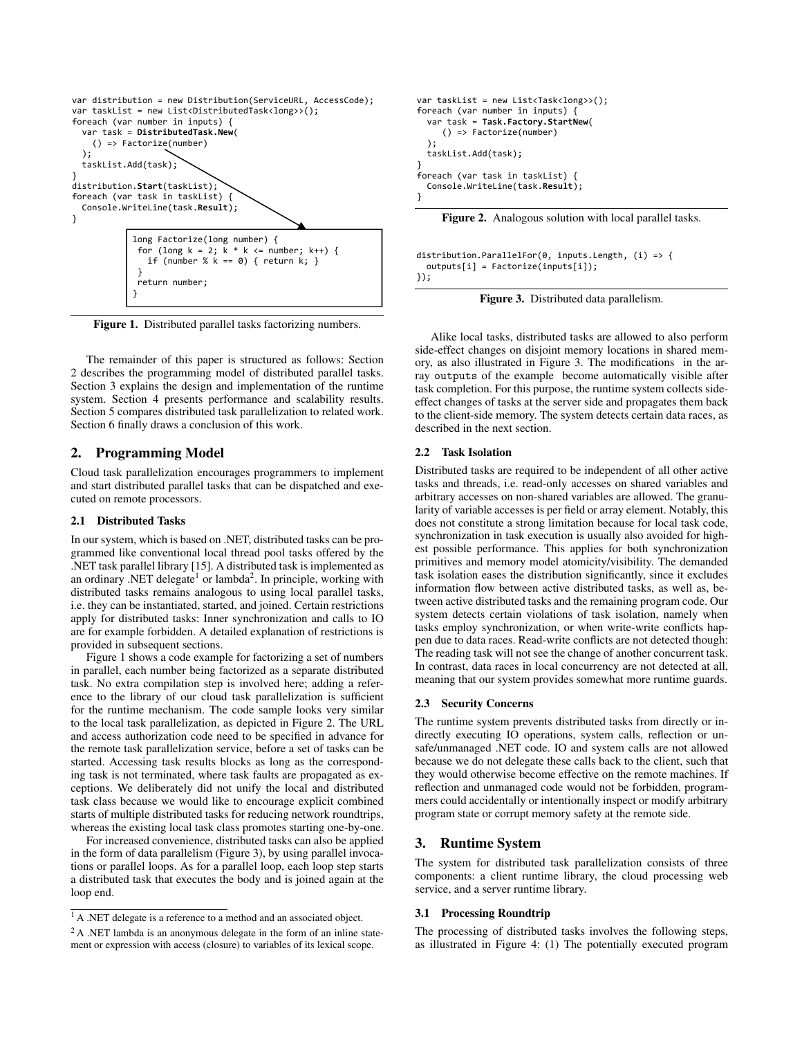```
var distribution = new Distribution(ServiceURL, AccessCode);
var taskList = new List<DistributedTask<long>>();
foreach (var number in inputs) {
  var task = DistributedTask.New(
    () => Factorize(number)
  );
  taskList.Add(task);
}
distribution.Start(taskList);
foreach (var task in taskList) {
  Console.WriteLine(task.Result);
}
```

```
long Factorize(long number) {
 for (long k = 2; k * k <= number; k++) {
   if (number % k == 0) { return k; }
 }
 return number;
}
```

**Figure 1.** Distributed parallel tasks factorizing numbers.

The remainder of this paper is structured as follows: Section 2 describes the programming model of distributed parallel tasks. Section 3 explains the design and implementation of the runtime system. Section 4 presents performance and scalability results. Section 5 compares distributed task parallelization to related work. Section 6 finally draws a conclusion of this work.

## 2. Programming Model

Cloud task parallelization encourages programmers to implement and start distributed parallel tasks that can be dispatched and executed on remote processors.

### 2.1 Distributed Tasks

In our system, which is based on .NET, distributed tasks can be programmed like conventional local thread pool tasks offered by the .NET task parallel library [15]. A distributed task is implemented as an ordinary .NET delegate[1] or lambda[2]. In principle, working with distributed tasks remains analogous to using local parallel tasks, i.e. they can be instantiated, started, and joined. Certain restrictions apply for distributed tasks: Inner synchronization and calls to IO are for example forbidden. A detailed explanation of restrictions is provided in subsequent sections.

Figure 1 shows a code example for factorizing a set of numbers in parallel, each number being factorized as a separate distributed task. No extra compilation step is involved here; adding a reference to the library of our cloud task parallelization is sufficient for the runtime mechanism. The code sample looks very similar to the local task parallelization, as depicted in Figure 2. The URL and access authorization code need to be specified in advance for the remote task parallelization service, before a set of tasks can be started. Accessing task results blocks as long as the corresponding task is not terminated, where task faults are propagated as exceptions. We deliberately did not unify the local and distributed task class because we would like to encourage explicit combined starts of multiple distributed tasks for reducing network roundtrips, whereas the existing local task class promotes starting one-by-one.

For increased convenience, distributed tasks can also be applied in the form of data parallelism (Figure 3), by using parallel invocations or parallel loops. As for a parallel loop, each loop step starts a distributed task that executes the body and is joined again at the loop end.

[1] A .NET delegate is a reference to a method and an associated object.

[2] A .NET lambda is an anonymous delegate in the form of an inline statement or expression with access (closure) to variables of its lexical scope.

```
var taskList = new List<Task<long>>();
foreach (var number in inputs) {
  var task = Task.Factory.StartNew(
     () => Factorize(number)
  );
  taskList.Add(task);
}
foreach (var task in taskList) {
  Console.WriteLine(task.Result);
}
```

**Figure 2.** Analogous solution with local parallel tasks.

```
distribution.ParallelFor(0, inputs.Length, (i) => {
  outputs[i] = Factorize(inputs[i]);
});
```

**Figure 3.** Distributed data parallelism.

Alike local tasks, distributed tasks are allowed to also perform side-effect changes on disjoint memory locations in shared memory, as also illustrated in Figure 3. The modifications in the array `outputs` of the example become automatically visible after task completion. For this purpose, the runtime system collects side-effect changes of tasks at the server side and propagates them back to the client-side memory. The system detects certain data races, as described in the next section.

### 2.2 Task Isolation

Distributed tasks are required to be independent of all other active tasks and threads, i.e. read-only accesses on shared variables and arbitrary accesses on non-shared variables are allowed. The granularity of variable accesses is per field or array element. Notably, this does not constitute a strong limitation because for local task code, synchronization in task execution is usually also avoided for highest possible performance. This applies for both synchronization primitives and memory model atomicity/visibility. The demanded task isolation eases the distribution significantly, since it excludes information flow between active distributed tasks, as well as, between active distributed tasks and the remaining program code. Our system detects certain violations of task isolation, namely when tasks employ synchronization, or when write-write conflicts happen due to data races. Read-write conflicts are not detected though: The reading task will not see the change of another concurrent task. In contrast, data races in local concurrency are not detected at all, meaning that our system provides somewhat more runtime guards.

### 2.3 Security Concerns

The runtime system prevents distributed tasks from directly or indirectly executing IO operations, system calls, reflection or unsafe/unmanaged .NET code. IO and system calls are not allowed because we do not delegate these calls back to the client, such that they would otherwise become effective on the remote machines. If reflection and unmanaged code would not be forbidden, programmers could accidentally or intentionally inspect or modify arbitrary program state or corrupt memory safety at the remote side.

## 3. Runtime System

The system for distributed task parallelization consists of three components: a client runtime library, the cloud processing web service, and a server runtime library.

### 3.1 Processing Roundtrip

The processing of distributed tasks involves the following steps, as illustrated in Figure 4: (1) The potentially executed program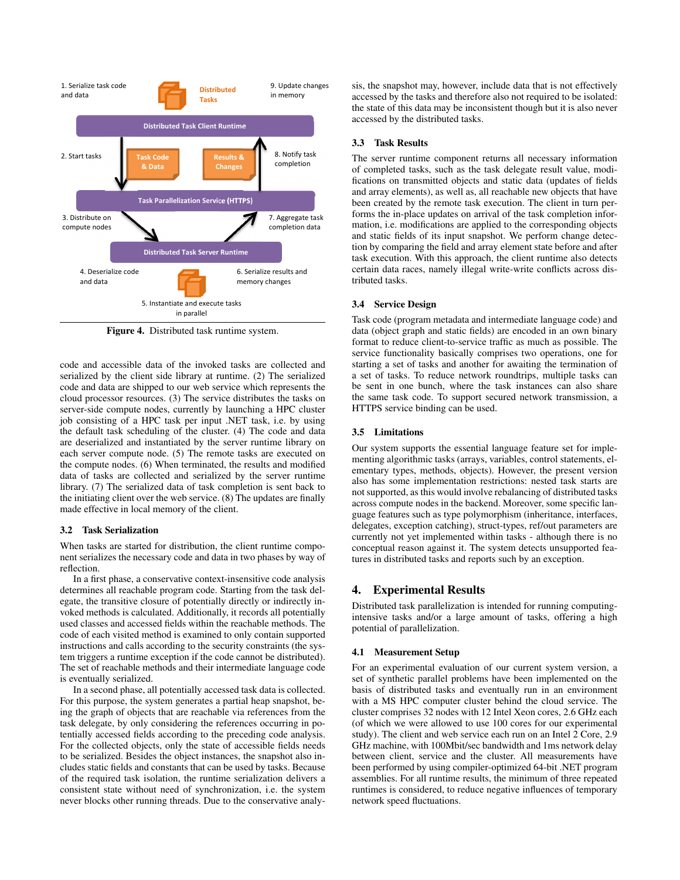1. Serialize task code and data

Distributed Tasks

9. Update changes in memory

Distributed Task Client Runtime

2. Start tasks

Task Code & Data

Results & Changes

8. Notify task completion

Task Parallelization Service (HTTPS)

3. Distribute on compute nodes

7. Aggregate task completion data

Distributed Task Server Runtime

4. Deserialize code and data

6. Serialize results and memory changes

5. Instantiate and execute tasks in parallel

**Figure 4.** Distributed task runtime system.

code and accessible data of the invoked tasks are collected and serialized by the client side library at runtime. (2) The serialized code and data are shipped to our web service which represents the cloud processor resources. (3) The service distributes the tasks on server-side compute nodes, currently by launching a HPC cluster job consisting of a HPC task per input .NET task, i.e. by using the default task scheduling of the cluster. (4) The code and data are deserialized and instantiated by the server runtime library on each server compute node. (5) The remote tasks are executed on the compute nodes. (6) When terminated, the results and modified data of tasks are collected and serialized by the server runtime library. (7) The serialized data of task completion is sent back to the initiating client over the web service. (8) The updates are finally made effective in local memory of the client.

### 3.2 Task Serialization

When tasks are started for distribution, the client runtime component serializes the necessary code and data in two phases by way of reflection.

In a first phase, a conservative context-insensitive code analysis determines all reachable program code. Starting from the task delegate, the transitive closure of potentially directly or indirectly invoked methods is calculated. Additionally, it records all potentially used classes and accessed fields within the reachable methods. The code of each visited method is examined to only contain supported instructions and calls according to the security constraints (the system triggers a runtime exception if the code cannot be distributed). The set of reachable methods and their intermediate language code is eventually serialized.

In a second phase, all potentially accessed task data is collected. For this purpose, the system generates a partial heap snapshot, being the graph of objects that are reachable via references from the task delegate, by only considering the references occurring in potentially accessed fields according to the preceding code analysis. For the collected objects, only the state of accessible fields needs to be serialized. Besides the object instances, the snapshot also includes static fields and constants that can be used by tasks. Because of the required task isolation, the runtime serialization delivers a consistent state without need of synchronization, i.e. the system never blocks other running threads. Due to the conservative analysis, the snapshot may, however, include data that is not effectively accessed by the tasks and therefore also not required to be isolated: the state of this data may be inconsistent though but it is also never accessed by the distributed tasks.

### 3.3 Task Results

The server runtime component returns all necessary information of completed tasks, such as the task delegate result value, modifications on transmitted objects and static data (updates of fields and array elements), as well as, all reachable new objects that have been created by the remote task execution. The client in turn performs the in-place updates on arrival of the task completion information, i.e. modifications are applied to the corresponding objects and static fields of its input snapshot. We perform change detection by comparing the field and array element state before and after task execution. With this approach, the client runtime also detects certain data races, namely illegal write-write conflicts across distributed tasks.

### 3.4 Service Design

Task code (program metadata and intermediate language code) and data (object graph and static fields) are encoded in an own binary format to reduce client-to-service traffic as much as possible. The service functionality basically comprises two operations, one for starting a set of tasks and another for awaiting the termination of a set of tasks. To reduce network roundtrips, multiple tasks can be sent in one bunch, where the task instances can also share the same task code. To support secured network transmission, a HTTPS service binding can be used.

### 3.5 Limitations

Our system supports the essential language feature set for implementing algorithmic tasks (arrays, variables, control statements, elementary types, methods, objects). However, the present version also has some implementation restrictions: nested task starts are not supported, as this would involve rebalancing of distributed tasks across compute nodes in the backend. Moreover, some specific language features such as type polymorphism (inheritance, interfaces, delegates, exception catching), struct-types, ref/out parameters are currently not yet implemented within tasks - although there is no conceptual reason against it. The system detects unsupported features in distributed tasks and reports such by an exception.

## 4. Experimental Results

Distributed task parallelization is intended for running computing-intensive tasks and/or a large amount of tasks, offering a high potential of parallelization.

### 4.1 Measurement Setup

For an experimental evaluation of our current system version, a set of synthetic parallel problems have been implemented on the basis of distributed tasks and eventually run in an environment with a MS HPC computer cluster behind the cloud service. The cluster comprises 32 nodes with 12 Intel Xeon cores, 2.6 GHz each (of which we were allowed to use 100 cores for our experimental study). The client and web service each run on an Intel 2 Core, 2.9 GHz machine, with 100Mbit/sec bandwidth and 1ms network delay between client, service and the cluster. All measurements have been performed by using compiler-optimized 64-bit .NET program assemblies. For all runtime results, the minimum of three repeated runtimes is considered, to reduce negative influences of temporary network speed fluctuations.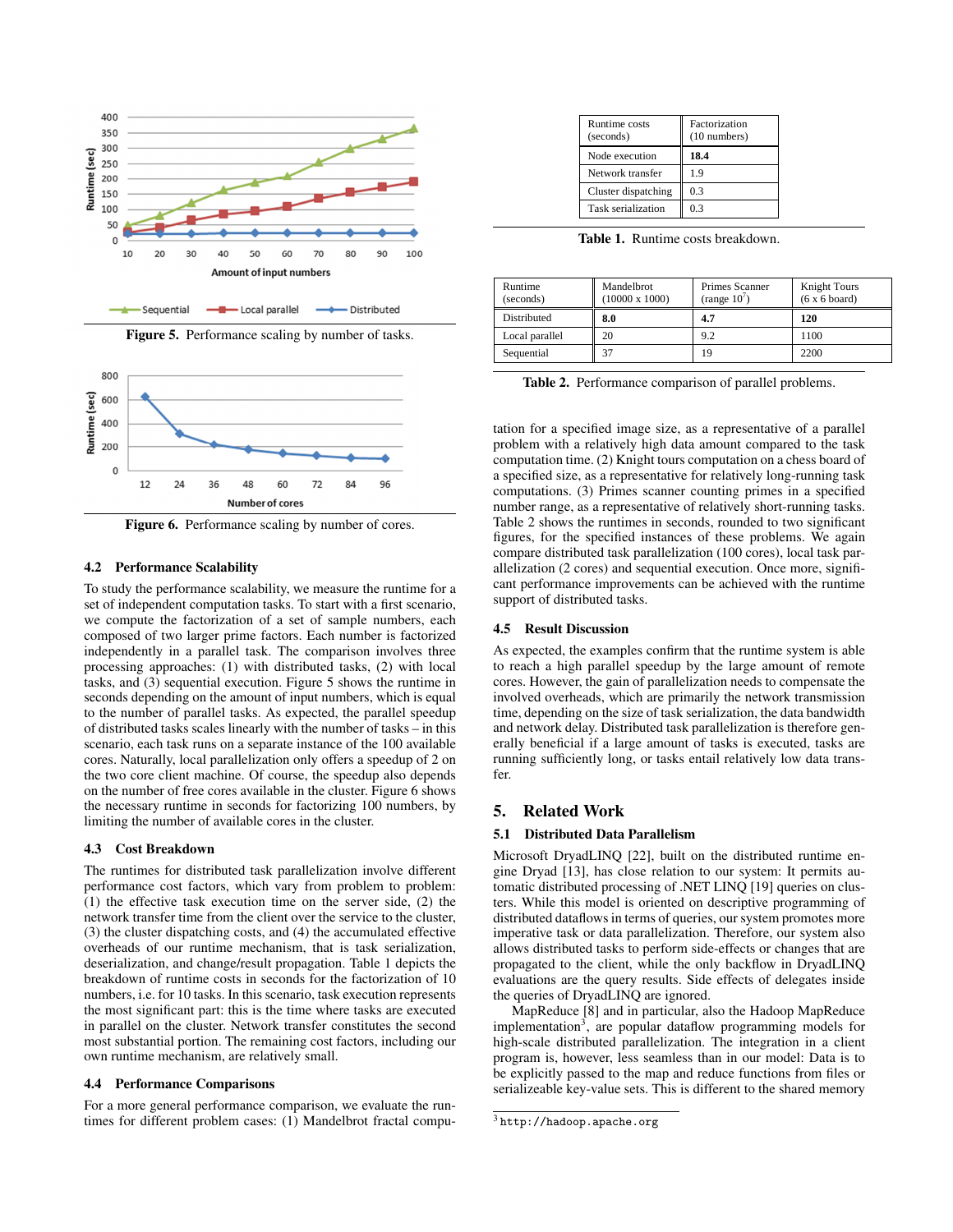Figure 5. Performance scaling by number of tasks.

Figure 6. Performance scaling by number of cores.

### 4.2 Performance Scalability

To study the performance scalability, we measure the runtime for a set of independent computation tasks. To start with a first scenario, we compute the factorization of a set of sample numbers, each composed of two larger prime factors. Each number is factorized independently in a parallel task. The comparison involves three processing approaches: (1) with distributed tasks, (2) with local tasks, and (3) sequential execution. Figure 5 shows the runtime in seconds depending on the amount of input numbers, which is equal to the number of parallel tasks. As expected, the parallel speedup of distributed tasks scales linearly with the number of tasks – in this scenario, each task runs on a separate instance of the 100 available cores. Naturally, local parallelization only offers a speedup of 2 on the two core client machine. Of course, the speedup also depends on the number of free cores available in the cluster. Figure 6 shows the necessary runtime in seconds for factorizing 100 numbers, by limiting the number of available cores in the cluster.

### 4.3 Cost Breakdown

The runtimes for distributed task parallelization involve different performance cost factors, which vary from problem to problem: (1) the effective task execution time on the server side, (2) the network transfer time from the client over the service to the cluster, (3) the cluster dispatching costs, and (4) the accumulated effective overheads of our runtime mechanism, that is task serialization, deserialization, and change/result propagation. Table 1 depicts the breakdown of runtime costs in seconds for the factorization of 10 numbers, i.e. for 10 tasks. In this scenario, task execution represents the most significant part: this is the time where tasks are executed in parallel on the cluster. Network transfer constitutes the second most substantial portion. The remaining cost factors, including our own runtime mechanism, are relatively small.

### 4.4 Performance Comparisons

For a more general performance comparison, we evaluate the runtimes for different problem cases: (1) Mandelbrot fractal computation for a specified image size, as a representative of a parallel problem with a relatively high data amount compared to the task computation time. (2) Knight tours computation on a chess board of a specified size, as a representative for relatively long-running task computations. (3) Primes scanner counting primes in a specified number range, as a representative of relatively short-running tasks. Table 2 shows the runtimes in seconds, rounded to two significant figures, for the specified instances of these problems. We again compare distributed task parallelization (100 cores), local task parallelization (2 cores) and sequential execution. Once more, significant performance improvements can be achieved with the runtime support of distributed tasks.

| Runtime costs (seconds) | Factorization (10 numbers) |
|---|---|
| Node execution | **18.4** |
| Network transfer | 1.9 |
| Cluster dispatching | 0.3 |
| Task serialization | 0.3 |

**Table 1.** Runtime costs breakdown.

| Runtime (seconds) | Mandelbrot (10000 x 1000) | Primes Scanner (range $10^7$) | Knight Tours (6 x 6 board) |
|---|---|---|---|
| Distributed | **8.0** | **4.7** | **120** |
| Local parallel | 20 | 9.2 | 1100 |
| Sequential | 37 | 19 | 2200 |

**Table 2.** Performance comparison of parallel problems.

### 4.5 Result Discussion

As expected, the examples confirm that the runtime system is able to reach a high parallel speedup by the large amount of remote cores. However, the gain of parallelization needs to compensate the involved overheads, which are primarily the network transmission time, depending on the size of task serialization, the data bandwidth and network delay. Distributed task parallelization is therefore generally beneficial if a large amount of tasks is executed, tasks are running sufficiently long, or tasks entail relatively low data transfer.

## 5. Related Work

### 5.1 Distributed Data Parallelism

Microsoft DryadLINQ [22], built on the distributed runtime engine Dryad [13], has close relation to our system: It permits automatic distributed processing of .NET LINQ [19] queries on clusters. While this model is oriented on descriptive programming of distributed dataflows in terms of queries, our system promotes more imperative task or data parallelization. Therefore, our system also allows distributed tasks to perform side-effects or changes that are propagated to the client, while the only backflow in DryadLINQ evaluations are the query results. Side effects of delegates inside the queries of DryadLINQ are ignored.

MapReduce [8] and in particular, also the Hadoop MapReduce implementation[3], are popular dataflow programming models for high-scale distributed parallelization. The integration in a client program is, however, less seamless than in our model: Data is to be explicitly passed to the map and reduce functions from files or serializeable key-value sets. This is different to the shared memory

[3] http://hadoop.apache.org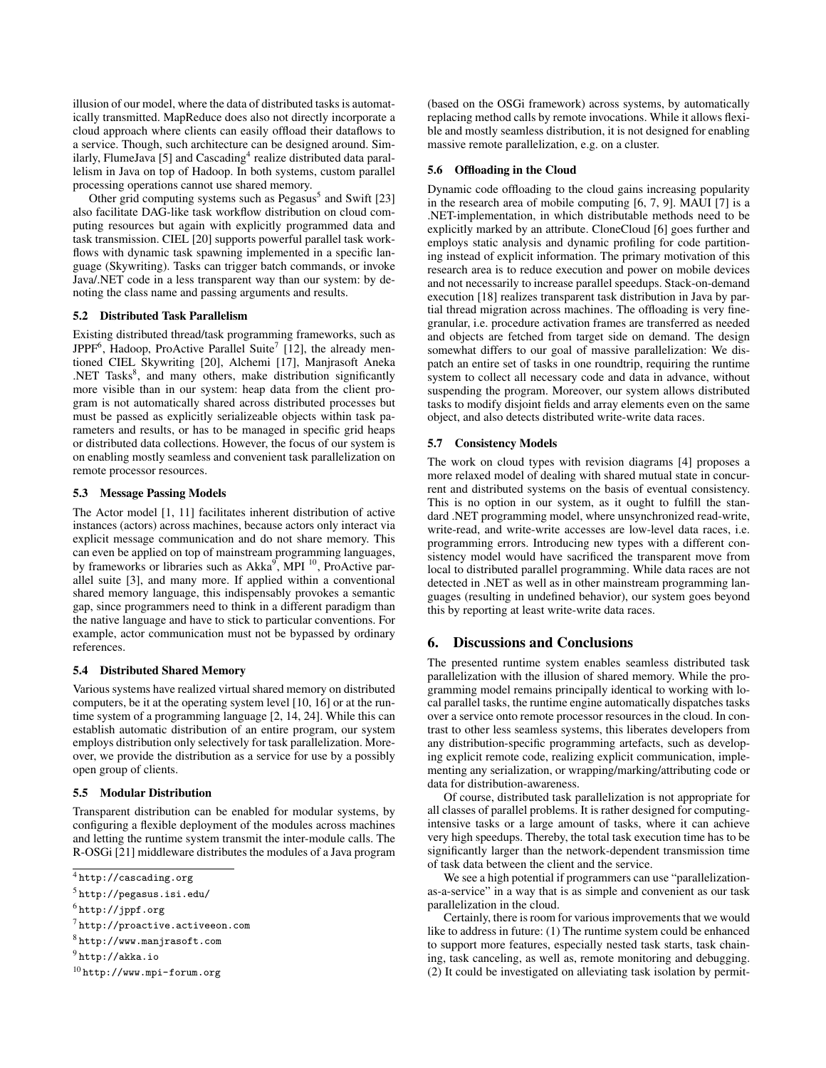illusion of our model, where the data of distributed tasks is automatically transmitted. MapReduce does also not directly incorporate a cloud approach where clients can easily offload their dataflows to a service. Though, such architecture can be designed around. Similarly, FlumeJava [5] and Cascading[4] realize distributed data parallelism in Java on top of Hadoop. In both systems, custom parallel processing operations cannot use shared memory.

Other grid computing systems such as Pegasus[5] and Swift [23] also facilitate DAG-like task workflow distribution on cloud computing resources but again with explicitly programmed data and task transmission. CIEL [20] supports powerful parallel task workflows with dynamic task spawning implemented in a specific language (Skywriting). Tasks can trigger batch commands, or invoke Java/.NET code in a less transparent way than our system: by denoting the class name and passing arguments and results.

### 5.2 Distributed Task Parallelism

Existing distributed thread/task programming frameworks, such as JPPF[6], Hadoop, ProActive Parallel Suite[7] [12], the already mentioned CIEL Skywriting [20], Alchemi [17], Manjrasoft Aneka .NET Tasks[8], and many others, make distribution significantly more visible than in our system: heap data from the client program is not automatically shared across distributed processes but must be passed as explicitly serializeable objects within task parameters and results, or has to be managed in specific grid heaps or distributed data collections. However, the focus of our system is on enabling mostly seamless and convenient task parallelization on remote processor resources.

### 5.3 Message Passing Models

The Actor model [1, 11] facilitates inherent distribution of active instances (actors) across machines, because actors only interact via explicit message communication and do not share memory. This can even be applied on top of mainstream programming languages, by frameworks or libraries such as Akka[9], MPI [10], ProActive parallel suite [3], and many more. If applied within a conventional shared memory language, this indispensably provokes a semantic gap, since programmers need to think in a different paradigm than the native language and have to stick to particular conventions. For example, actor communication must not be bypassed by ordinary references.

### 5.4 Distributed Shared Memory

Various systems have realized virtual shared memory on distributed computers, be it at the operating system level [10, 16] or at the runtime system of a programming language [2, 14, 24]. While this can establish automatic distribution of an entire program, our system employs distribution only selectively for task parallelization. Moreover, we provide the distribution as a service for use by a possibly open group of clients.

### 5.5 Modular Distribution

Transparent distribution can be enabled for modular systems, by configuring a flexible deployment of the modules across machines and letting the runtime system transmit the inter-module calls. The R-OSGi [21] middleware distributes the modules of a Java program (based on the OSGi framework) across systems, by automatically replacing method calls by remote invocations. While it allows flexible and mostly seamless distribution, it is not designed for enabling massive remote parallelization, e.g. on a cluster.

### 5.6 Offloading in the Cloud

Dynamic code offloading to the cloud gains increasing popularity in the research area of mobile computing [6, 7, 9]. MAUI [7] is a .NET-implementation, in which distributable methods need to be explicitly marked by an attribute. CloneCloud [6] goes further and employs static analysis and dynamic profiling for code partitioning instead of explicit information. The primary motivation of this research area is to reduce execution and power on mobile devices and not necessarily to increase parallel speedups. Stack-on-demand execution [18] realizes transparent task distribution in Java by partial thread migration across machines. The offloading is very fine-granular, i.e. procedure activation frames are transferred as needed and objects are fetched from target side on demand. The design somewhat differs to our goal of massive parallelization: We dispatch an entire set of tasks in one roundtrip, requiring the runtime system to collect all necessary code and data in advance, without suspending the program. Moreover, our system allows distributed tasks to modify disjoint fields and array elements even on the same object, and also detects distributed write-write data races.

### 5.7 Consistency Models

The work on cloud types with revision diagrams [4] proposes a more relaxed model of dealing with shared mutual state in concurrent and distributed systems on the basis of eventual consistency. This is no option in our system, as it ought to fulfill the standard .NET programming model, where unsynchronized read-write, write-read, and write-write accesses are low-level data races, i.e. programming errors. Introducing new types with a different consistency model would have sacrificed the transparent move from local to distributed parallel programming. While data races are not detected in .NET as well as in other mainstream programming languages (resulting in undefined behavior), our system goes beyond this by reporting at least write-write data races.

## 6. Discussions and Conclusions

The presented runtime system enables seamless distributed task parallelization with the illusion of shared memory. While the programming model remains principally identical to working with local parallel tasks, the runtime engine automatically dispatches tasks over a service onto remote processor resources in the cloud. In contrast to other less seamless systems, this liberates developers from any distribution-specific programming artefacts, such as developing explicit remote code, realizing explicit communication, implementing any serialization, or wrapping/marking/attributing code or data for distribution-awareness.

Of course, distributed task parallelization is not appropriate for all classes of parallel problems. It is rather designed for computing-intensive tasks or a large amount of tasks, where it can achieve very high speedups. Thereby, the total task execution time has to be significantly larger than the network-dependent transmission time of task data between the client and the service.

We see a high potential if programmers can use "parallelization-as-a-service" in a way that is as simple and convenient as our task parallelization in the cloud.

Certainly, there is room for various improvements that we would like to address in future: (1) The runtime system could be enhanced to support more features, especially nested task starts, task chaining, task canceling, as well as, remote monitoring and debugging. (2) It could be investigated on alleviating task isolation by permit-

[4] http://cascading.org

[5] http://pegasus.isi.edu/

[6] http://jppf.org

[7] http://proactive.activeeon.com

[8] http://www.manjrasoft.com

[9] http://akka.io

[10] http://www.mpi-forum.org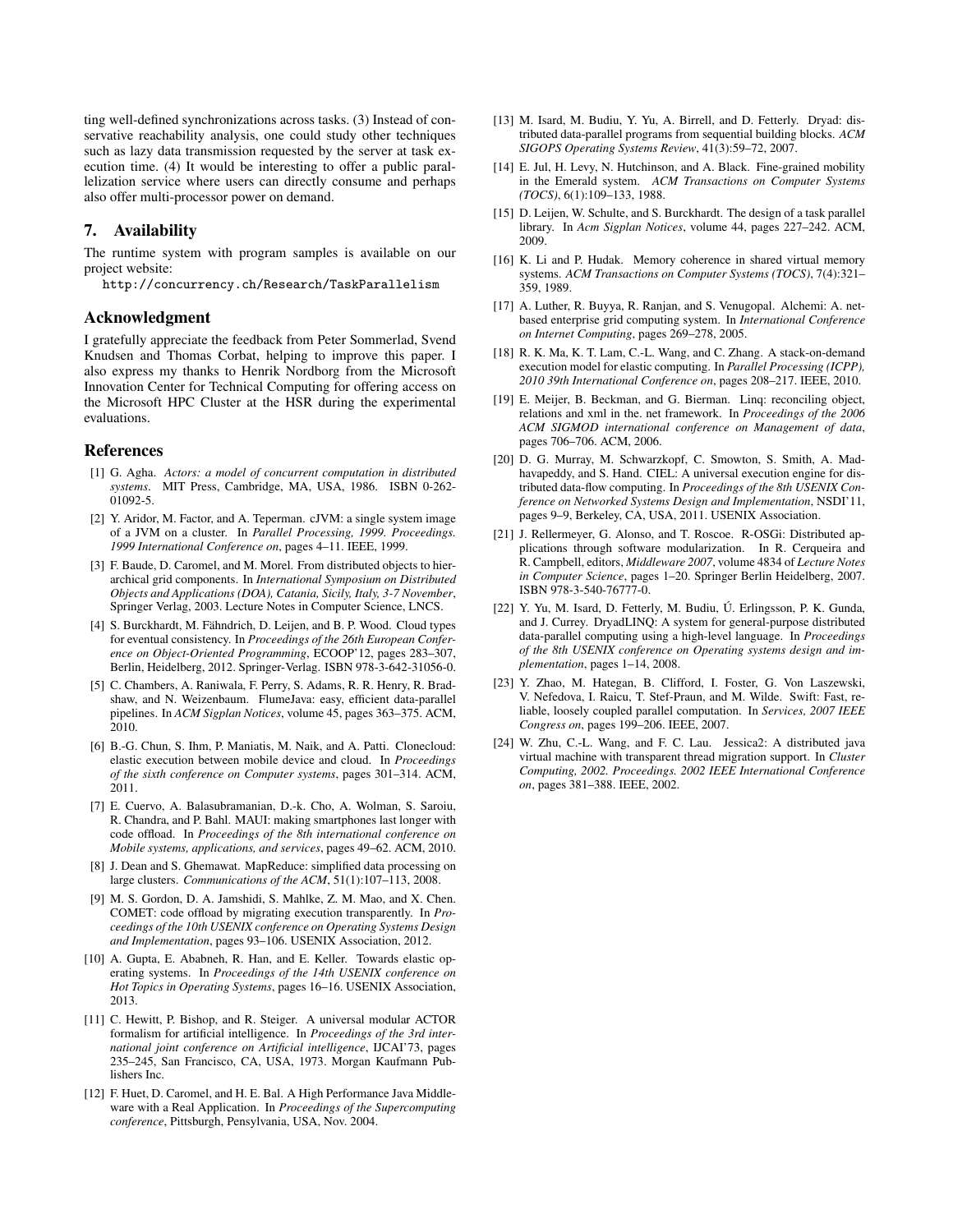ting well-defined synchronizations across tasks. (3) Instead of conservative reachability analysis, one could study other techniques such as lazy data transmission requested by the server at task execution time. (4) It would be interesting to offer a public parallelization service where users can directly consume and perhaps also offer multi-processor power on demand.

## 7. Availability

The runtime system with program samples is available on our project website:

`http://concurrency.ch/Research/TaskParallelism`

## Acknowledgment

I gratefully appreciate the feedback from Peter Sommerlad, Svend Knudsen and Thomas Corbat, helping to improve this paper. I also express my thanks to Henrik Nordborg from the Microsoft Innovation Center for Technical Computing for offering access on the Microsoft HPC Cluster at the HSR during the experimental evaluations.

## References

[1] G. Agha. *Actors: a model of concurrent computation in distributed systems*. MIT Press, Cambridge, MA, USA, 1986. ISBN 0-262-01092-5.

[2] Y. Aridor, M. Factor, and A. Teperman. cJVM: a single system image of a JVM on a cluster. In *Parallel Processing, 1999. Proceedings. 1999 International Conference on*, pages 4–11. IEEE, 1999.

[3] F. Baude, D. Caromel, and M. Morel. From distributed objects to hierarchical grid components. In *International Symposium on Distributed Objects and Applications (DOA), Catania, Sicily, Italy, 3-7 November*, Springer Verlag, 2003. Lecture Notes in Computer Science, LNCS.

[4] S. Burckhardt, M. Fähndrich, D. Leijen, and B. P. Wood. Cloud types for eventual consistency. In *Proceedings of the 26th European Conference on Object-Oriented Programming*, ECOOP'12, pages 283–307, Berlin, Heidelberg, 2012. Springer-Verlag. ISBN 978-3-642-31056-0.

[5] C. Chambers, A. Raniwala, F. Perry, S. Adams, R. R. Henry, R. Bradshaw, and N. Weizenbaum. FlumeJava: easy, efficient data-parallel pipelines. In *ACM Sigplan Notices*, volume 45, pages 363–375. ACM, 2010.

[6] B.-G. Chun, S. Ihm, P. Maniatis, M. Naik, and A. Patti. Clonecloud: elastic execution between mobile device and cloud. In *Proceedings of the sixth conference on Computer systems*, pages 301–314. ACM, 2011.

[7] E. Cuervo, A. Balasubramanian, D.-k. Cho, A. Wolman, S. Saroiu, R. Chandra, and P. Bahl. MAUI: making smartphones last longer with code offload. In *Proceedings of the 8th international conference on Mobile systems, applications, and services*, pages 49–62. ACM, 2010.

[8] J. Dean and S. Ghemawat. MapReduce: simplified data processing on large clusters. *Communications of the ACM*, 51(1):107–113, 2008.

[9] M. S. Gordon, D. A. Jamshidi, S. Mahlke, Z. M. Mao, and X. Chen. COMET: code offload by migrating execution transparently. In *Proceedings of the 10th USENIX conference on Operating Systems Design and Implementation*, pages 93–106. USENIX Association, 2012.

[10] A. Gupta, E. Ababneh, R. Han, and E. Keller. Towards elastic operating systems. In *Proceedings of the 14th USENIX conference on Hot Topics in Operating Systems*, pages 16–16. USENIX Association, 2013.

[11] C. Hewitt, P. Bishop, and R. Steiger. A universal modular ACTOR formalism for artificial intelligence. In *Proceedings of the 3rd international joint conference on Artificial intelligence*, IJCAI'73, pages 235–245, San Francisco, CA, USA, 1973. Morgan Kaufmann Publishers Inc.

[12] F. Huet, D. Caromel, and H. E. Bal. A High Performance Java Middleware with a Real Application. In *Proceedings of the Supercomputing conference*, Pittsburgh, Pensylvania, USA, Nov. 2004.

[13] M. Isard, M. Budiu, Y. Yu, A. Birrell, and D. Fetterly. Dryad: distributed data-parallel programs from sequential building blocks. *ACM SIGOPS Operating Systems Review*, 41(3):59–72, 2007.

[14] E. Jul, H. Levy, N. Hutchinson, and A. Black. Fine-grained mobility in the Emerald system. *ACM Transactions on Computer Systems (TOCS)*, 6(1):109–133, 1988.

[15] D. Leijen, W. Schulte, and S. Burckhardt. The design of a task parallel library. In *Acm Sigplan Notices*, volume 44, pages 227–242. ACM, 2009.

[16] K. Li and P. Hudak. Memory coherence in shared virtual memory systems. *ACM Transactions on Computer Systems (TOCS)*, 7(4):321–359, 1989.

[17] A. Luther, R. Buyya, R. Ranjan, and S. Venugopal. Alchemi: A net-based enterprise grid computing system. In *International Conference on Internet Computing*, pages 269–278, 2005.

[18] R. K. Ma, K. T. Lam, C.-L. Wang, and C. Zhang. A stack-on-demand execution model for elastic computing. In *Parallel Processing (ICPP), 2010 39th International Conference on*, pages 208–217. IEEE, 2010.

[19] E. Meijer, B. Beckman, and G. Bierman. Linq: reconciling object, relations and xml in the. net framework. In *Proceedings of the 2006 ACM SIGMOD international conference on Management of data*, pages 706–706. ACM, 2006.

[20] D. G. Murray, M. Schwarzkopf, C. Smowton, S. Smith, A. Madhavapeddy, and S. Hand. CIEL: A universal execution engine for distributed data-flow computing. In *Proceedings of the 8th USENIX Conference on Networked Systems Design and Implementation*, NSDI'11, pages 9–9, Berkeley, CA, USA, 2011. USENIX Association.

[21] J. Rellermeyer, G. Alonso, and T. Roscoe. R-OSGi: Distributed applications through software modularization. In R. Cerqueira and R. Campbell, editors, *Middleware 2007*, volume 4834 of *Lecture Notes in Computer Science*, pages 1–20. Springer Berlin Heidelberg, 2007. ISBN 978-3-540-76777-0.

[22] Y. Yu, M. Isard, D. Fetterly, M. Budiu, Ú. Erlingsson, P. K. Gunda, and J. Currey. DryadLINQ: A system for general-purpose distributed data-parallel computing using a high-level language. In *Proceedings of the 8th USENIX conference on Operating systems design and implementation*, pages 1–14, 2008.

[23] Y. Zhao, M. Hategan, B. Clifford, I. Foster, G. Von Laszewski, V. Nefedova, I. Raicu, T. Stef-Praun, and M. Wilde. Swift: Fast, reliable, loosely coupled parallel computation. In *Services, 2007 IEEE Congress on*, pages 199–206. IEEE, 2007.

[24] W. Zhu, C.-L. Wang, and F. C. Lau. Jessica2: A distributed java virtual machine with transparent thread migration support. In *Cluster Computing, 2002. Proceedings. 2002 IEEE International Conference on*, pages 381–388. IEEE, 2002.